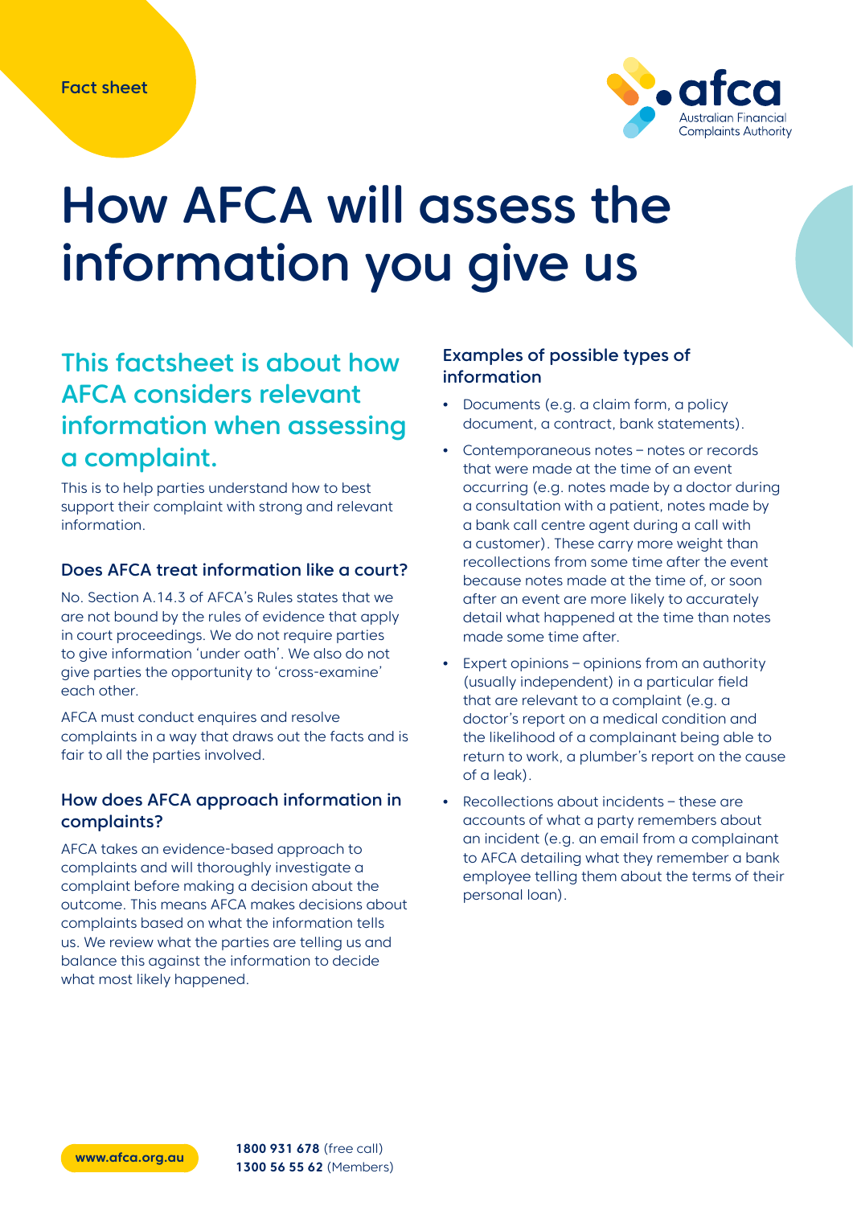Fact sheet

# How AFCA will assess the information you give us

## This factsheet is about how AFCA considers relevant information when assessing a complaint.

This is to help parties understand how to best support their complaint with strong and relevant information.

### Does AFCA treat information like a court?

No. Section A.14.3 of AFCA's Rules states that we are not bound by the rules of evidence that apply in court proceedings. We do not require parties to give information 'under oath'. We also do not give parties the opportunity to 'cross-examine' each other.

AFCA must conduct enquires and resolve complaints in a way that draws out the facts and is fair to all the parties involved.

### How does AFCA approach information in complaints?

AFCA takes an evidence-based approach to complaints and will thoroughly investigate a complaint before making a decision about the outcome. This means AFCA makes decisions about complaints based on what the information tells us. We review what the parties are telling us and balance this against the information to decide what most likely happened.

### Examples of possible types of information

- Documents (e.g. a claim form, a policy document, a contract, bank statements).
- Contemporaneous notes – notes or records that were made at the time of an event occurring (e.g. notes made by a doctor during a consultation with a patient, notes made by a bank call centre agent during a call with a customer). These carry more weight than recollections from some time after the event because notes made at the time of, or soon after an event are more likely to accurately detail what happened at the time than notes made some time after.
- Expert opinions – opinions from an authority (usually independent) in a particular field that are relevant to a complaint (e.g. a doctor's report on a medical condition and the likelihood of a complainant being able to return to work, a plumber's report on the cause of a leak).
- Recollections about incidents – these are accounts of what a party remembers about an incident (e.g. an email from a complainant to AFCA detailing what they remember a bank employee telling them about the terms of their personal loan).

www.afca.org.au

**1800 931 678** (free call)
**1300 56 55 62** (Members)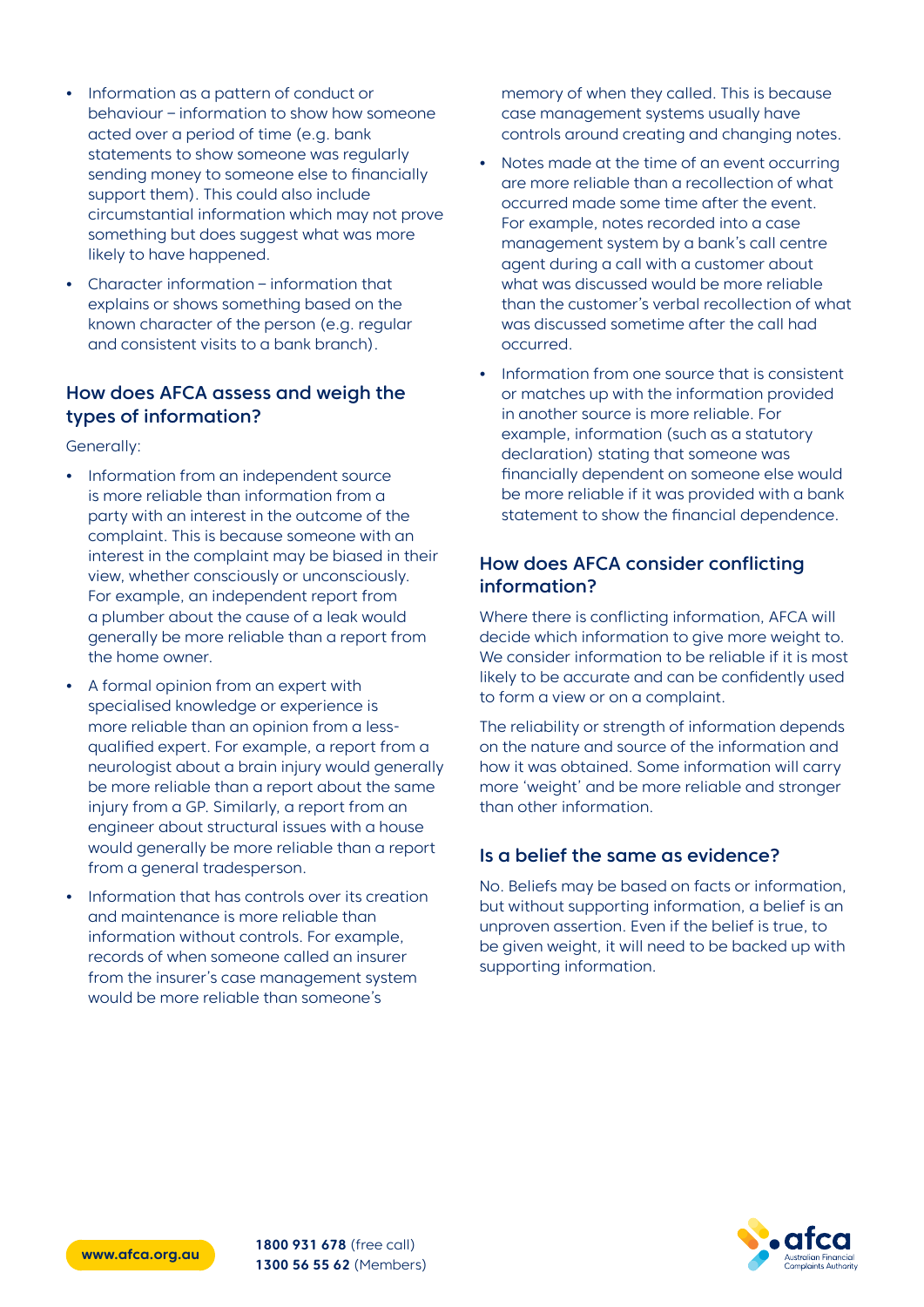- Information as a pattern of conduct or behaviour – information to show how someone acted over a period of time (e.g. bank statements to show someone was regularly sending money to someone else to financially support them). This could also include circumstantial information which may not prove something but does suggest what was more likely to have happened.
- Character information – information that explains or shows something based on the known character of the person (e.g. regular and consistent visits to a bank branch).

## How does AFCA assess and weigh the types of information?

Generally:

- Information from an independent source is more reliable than information from a party with an interest in the outcome of the complaint. This is because someone with an interest in the complaint may be biased in their view, whether consciously or unconsciously. For example, an independent report from a plumber about the cause of a leak would generally be more reliable than a report from the home owner.
- A formal opinion from an expert with specialised knowledge or experience is more reliable than an opinion from a less-qualified expert. For example, a report from a neurologist about a brain injury would generally be more reliable than a report about the same injury from a GP. Similarly, a report from an engineer about structural issues with a house would generally be more reliable than a report from a general tradesperson.
- Information that has controls over its creation and maintenance is more reliable than information without controls. For example, records of when someone called an insurer from the insurer's case management system would be more reliable than someone's memory of when they called. This is because case management systems usually have controls around creating and changing notes.
- Notes made at the time of an event occurring are more reliable than a recollection of what occurred made some time after the event. For example, notes recorded into a case management system by a bank's call centre agent during a call with a customer about what was discussed would be more reliable than the customer's verbal recollection of what was discussed sometime after the call had occurred.
- Information from one source that is consistent or matches up with the information provided in another source is more reliable. For example, information (such as a statutory declaration) stating that someone was financially dependent on someone else would be more reliable if it was provided with a bank statement to show the financial dependence.

## How does AFCA consider conflicting information?

Where there is conflicting information, AFCA will decide which information to give more weight to. We consider information to be reliable if it is most likely to be accurate and can be confidently used to form a view or on a complaint.

The reliability or strength of information depends on the nature and source of the information and how it was obtained. Some information will carry more 'weight' and be more reliable and stronger than other information.

## Is a belief the same as evidence?

No. Beliefs may be based on facts or information, but without supporting information, a belief is an unproven assertion. Even if the belief is true, to be given weight, it will need to be backed up with supporting information.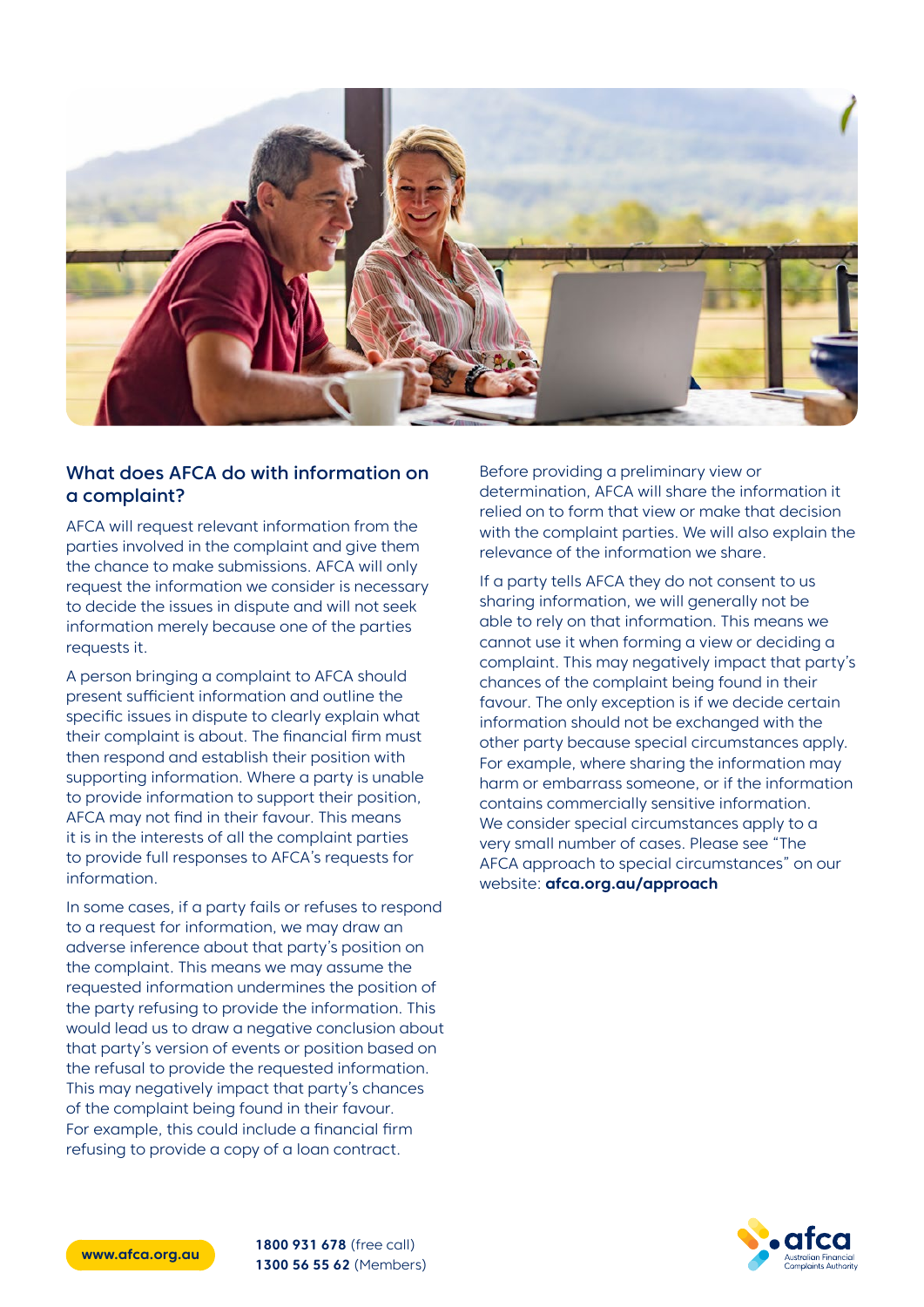## What does AFCA do with information on a complaint?

AFCA will request relevant information from the parties involved in the complaint and give them the chance to make submissions. AFCA will only request the information we consider is necessary to decide the issues in dispute and will not seek information merely because one of the parties requests it.

A person bringing a complaint to AFCA should present sufficient information and outline the specific issues in dispute to clearly explain what their complaint is about. The financial firm must then respond and establish their position with supporting information. Where a party is unable to provide information to support their position, AFCA may not find in their favour. This means it is in the interests of all the complaint parties to provide full responses to AFCA's requests for information.

In some cases, if a party fails or refuses to respond to a request for information, we may draw an adverse inference about that party's position on the complaint. This means we may assume the requested information undermines the position of the party refusing to provide the information. This would lead us to draw a negative conclusion about that party's version of events or position based on the refusal to provide the requested information. This may negatively impact that party's chances of the complaint being found in their favour. For example, this could include a financial firm refusing to provide a copy of a loan contract.

Before providing a preliminary view or determination, AFCA will share the information it relied on to form that view or make that decision with the complaint parties. We will also explain the relevance of the information we share.

If a party tells AFCA they do not consent to us sharing information, we will generally not be able to rely on that information. This means we cannot use it when forming a view or deciding a complaint. This may negatively impact that party's chances of the complaint being found in their favour. The only exception is if we decide certain information should not be exchanged with the other party because special circumstances apply. For example, where sharing the information may harm or embarrass someone, or if the information contains commercially sensitive information. We consider special circumstances apply to a very small number of cases. Please see "The AFCA approach to special circumstances" on our website: **afca.org.au/approach**

**www.afca.org.au**

**1800 931 678** (free call)
**1300 56 55 62** (Members)

afca Australian Financial Complaints Authority